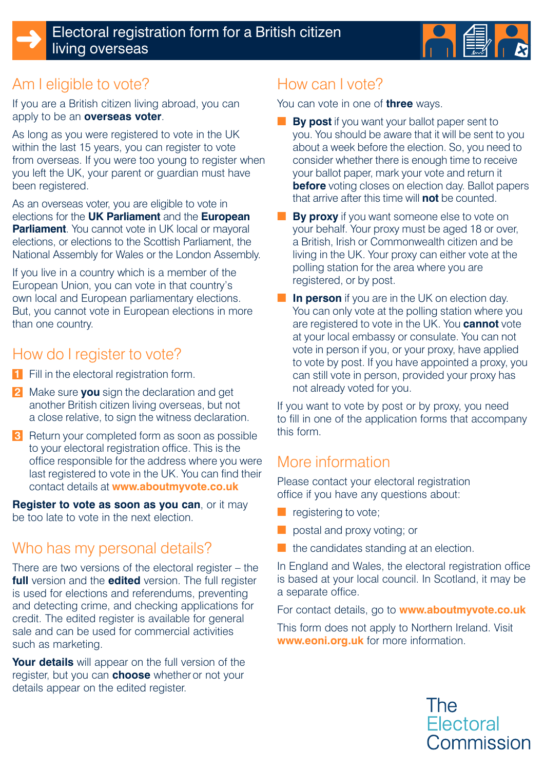# Electoral registration form for a British citizen living overseas

## Am I eligible to vote?

If you are a British citizen living abroad, you can apply to be an **overseas voter**.

As long as you were registered to vote in the UK within the last 15 years, you can register to vote from overseas. If you were too young to register when you left the UK, your parent or guardian must have been registered.

As an overseas voter, you are eligible to vote in elections for the **UK Parliament** and the **European Parliament**. You cannot vote in UK local or mayoral elections, or elections to the Scottish Parliament, the National Assembly for Wales or the London Assembly.

If you live in a country which is a member of the European Union, you can vote in that country's own local and European parliamentary elections. But, you cannot vote in European elections in more than one country.

## How do I register to vote?

1. Fill in the electoral registration form.
2. Make sure **you** sign the declaration and get another British citizen living overseas, but not a close relative, to sign the witness declaration.
3. Return your completed form as soon as possible to your electoral registration office. This is the office responsible for the address where you were last registered to vote in the UK. You can find their contact details at **www.aboutmyvote.co.uk**

**Register to vote as soon as you can**, or it may be too late to vote in the next election.

## Who has my personal details?

There are two versions of the electoral register – the **full** version and the **edited** version. The full register is used for elections and referendums, preventing and detecting crime, and checking applications for credit. The edited register is available for general sale and can be used for commercial activities such as marketing.

**Your details** will appear on the full version of the register, but you can **choose** whether or not your details appear on the edited register.

## How can I vote?

You can vote in one of **three** ways.

- **By post** if you want your ballot paper sent to you. You should be aware that it will be sent to you about a week before the election. So, you need to consider whether there is enough time to receive your ballot paper, mark your vote and return it **before** voting closes on election day. Ballot papers that arrive after this time will **not** be counted.
- **By proxy** if you want someone else to vote on your behalf. Your proxy must be aged 18 or over, a British, Irish or Commonwealth citizen and be living in the UK. Your proxy can either vote at the polling station for the area where you are registered, or by post.
- **In person** if you are in the UK on election day. You can only vote at the polling station where you are registered to vote in the UK. You **cannot** vote at your local embassy or consulate. You can not vote in person if you, or your proxy, have applied to vote by post. If you have appointed a proxy, you can still vote in person, provided your proxy has not already voted for you.

If you want to vote by post or by proxy, you need to fill in one of the application forms that accompany this form.

## More information

Please contact your electoral registration office if you have any questions about:

- registering to vote;
- postal and proxy voting; or
- the candidates standing at an election.

In England and Wales, the electoral registration office is based at your local council. In Scotland, it may be a separate office.

For contact details, go to **www.aboutmyvote.co.uk**

This form does not apply to Northern Ireland. Visit **www.eoni.org.uk** for more information.

The Electoral Commission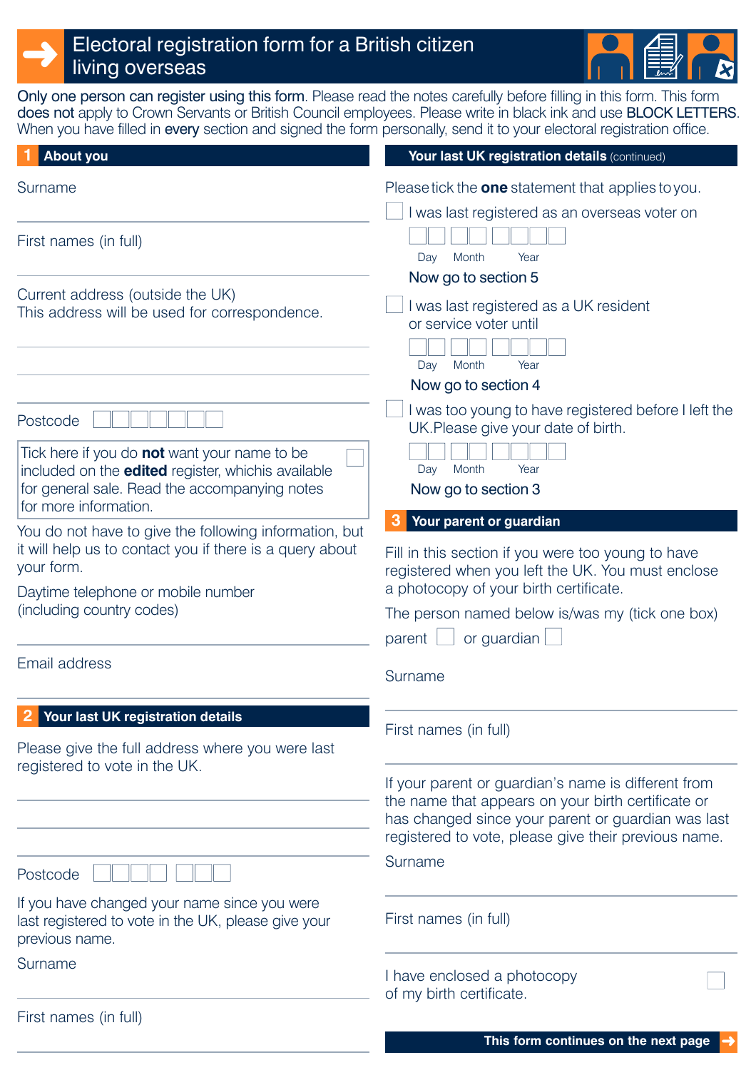# Electoral registration form for a British citizen living overseas

**Only one person can register using this form**. Please read the notes carefully before filling in this form. This form **does not** apply to Crown Servants or British Council employees. Please write in black ink and use BLOCK LETTERS. When you have filled in **every** section and signed the form personally, send it to your electoral registration office.

## 1 About you

Surname

First names (in full)

Current address (outside the UK)
This address will be used for correspondence.

Postcode

Tick here if you do **not** want your name to be included on the **edited** register, whichis available for general sale. Read the accompanying notes for more information. ☐

You do not have to give the following information, but it will help us to contact you if there is a query about your form.

Daytime telephone or mobile number (including country codes)

Email address

## 2 Your last UK registration details

Please give the full address where you were last registered to vote in the UK.

Postcode

If you have changed your name since you were last registered to vote in the UK, please give your previous name.

Surname

First names (in full)

## Your last UK registration details (continued)

Please tick the **one** statement that applies to you.

☐ I was last registered as an overseas voter on

Day Month Year

Now go to section 5

☐ I was last registered as a UK resident or service voter until

Day Month Year

Now go to section 4

☐ I was too young to have registered before I left the UK.Please give your date of birth.

Day Month Year

Now go to section 3

## 3 Your parent or guardian

Fill in this section if you were too young to have registered when you left the UK. You must enclose a photocopy of your birth certificate.

The person named below is/was my (tick one box)

parent ☐ or guardian ☐

Surname

First names (in full)

If your parent or guardian's name is different from the name that appears on your birth certificate or has changed since your parent or guardian was last registered to vote, please give their previous name.

Surname

First names (in full)

I have enclosed a photocopy of my birth certificate. ☐

**This form continues on the next page**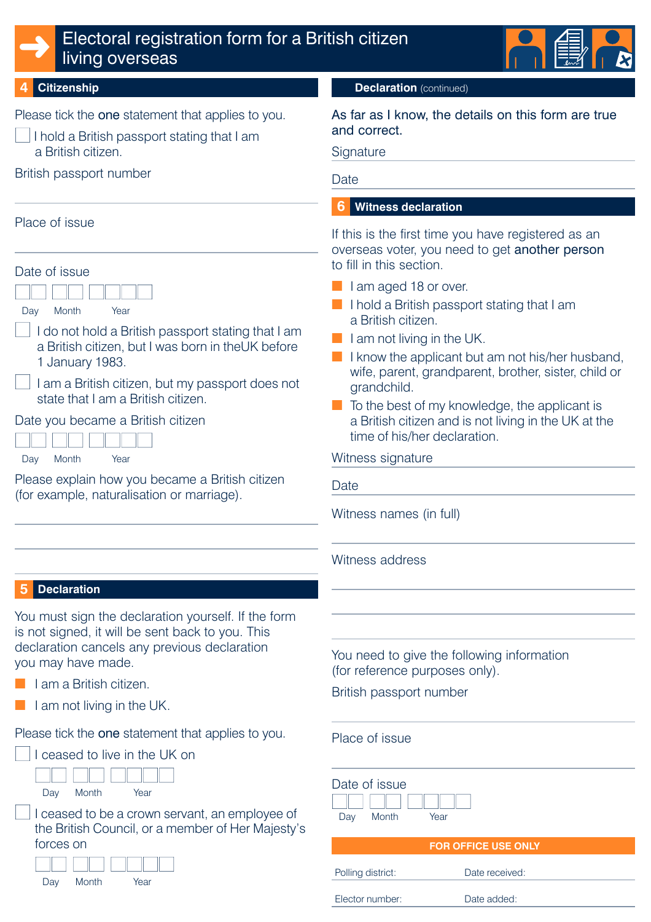# Electoral registration form for a British citizen living overseas

## 4 Citizenship

Please tick the **one** statement that applies to you.

☐ I hold a British passport stating that I am a British citizen.

British passport number

Place of issue

Date of issue

Day Month Year

☐ I do not hold a British passport stating that I am a British citizen, but I was born in theUK before 1 January 1983.

☐ I am a British citizen, but my passport does not state that I am a British citizen.

Date you became a British citizen

Day Month Year

Please explain how you became a British citizen (for example, naturalisation or marriage).

## 5 Declaration

You must sign the declaration yourself. If the form is not signed, it will be sent back to you. This declaration cancels any previous declaration you may have made.

- I am a British citizen.
- I am not living in the UK.

Please tick the **one** statement that applies to you.

☐ I ceased to live in the UK on

Day Month Year

☐ I ceased to be a crown servant, an employee of the British Council, or a member of Her Majesty's forces on

Day Month Year

## Declaration (continued)

As far as I know, the details on this form are true and correct.

Signature

Date

## 6 Witness declaration

If this is the first time you have registered as an overseas voter, you need to get **another person** to fill in this section.

- I am aged 18 or over.
- I hold a British passport stating that I am a British citizen.
- I am not living in the UK.
- I know the applicant but am not his/her husband, wife, parent, grandparent, brother, sister, child or grandchild.
- To the best of my knowledge, the applicant is a British citizen and is not living in the UK at the time of his/her declaration.

Witness signature

Date

Witness names (in full)

Witness address

You need to give the following information (for reference purposes only).

British passport number

Place of issue

Date of issue

Day Month Year

**FOR OFFICE USE ONLY**

| Polling district: | Date received: |
|---|---|
| Elector number: | Date added: |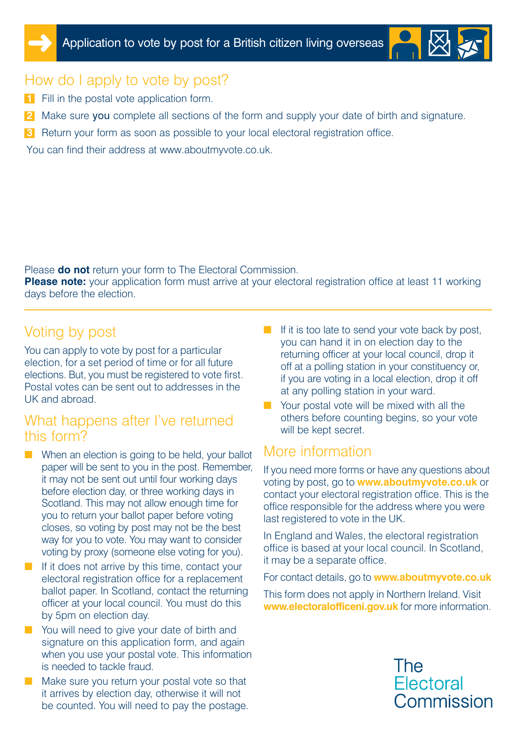# Application to vote by post for a British citizen living overseas

## How do I apply to vote by post?

1. Fill in the postal vote application form.
2. Make sure **you** complete all sections of the form and supply your date of birth and signature.
3. Return your form as soon as possible to your local electoral registration office.

You can find their address at www.aboutmyvote.co.uk.

Please **do not** return your form to The Electoral Commission.
**Please note:** your application form must arrive at your electoral registration office at least 11 working days before the election.

## Voting by post

You can apply to vote by post for a particular election, for a set period of time or for all future elections. But, you must be registered to vote first. Postal votes can be sent out to addresses in the UK and abroad.

## What happens after I've returned this form?

- When an election is going to be held, your ballot paper will be sent to you in the post. Remember, it may not be sent out until four working days before election day, or three working days in Scotland. This may not allow enough time for you to return your ballot paper before voting closes, so voting by post may not be the best way for you to vote. You may want to consider voting by proxy (someone else voting for you).
- If it does not arrive by this time, contact your electoral registration office for a replacement ballot paper. In Scotland, contact the returning officer at your local council. You must do this by 5pm on election day.
- You will need to give your date of birth and signature on this application form, and again when you use your postal vote. This information is needed to tackle fraud.
- Make sure you return your postal vote so that it arrives by election day, otherwise it will not be counted. You will need to pay the postage.
- If it is too late to send your vote back by post, you can hand it in on election day to the returning officer at your local council, drop it off at a polling station in your constituency or, if you are voting in a local election, drop it off at any polling station in your ward.
- Your postal vote will be mixed with all the others before counting begins, so your vote will be kept secret.

## More information

If you need more forms or have any questions about voting by post, go to **www.aboutmyvote.co.uk** or contact your electoral registration office. This is the office responsible for the address where you were last registered to vote in the UK.

In England and Wales, the electoral registration office is based at your local council. In Scotland, it may be a separate office.

For contact details, go to **www.aboutmyvote.co.uk**

This form does not apply in Northern Ireland. Visit **www.electoralofficeni.gov.uk** for more information.

The Electoral Commission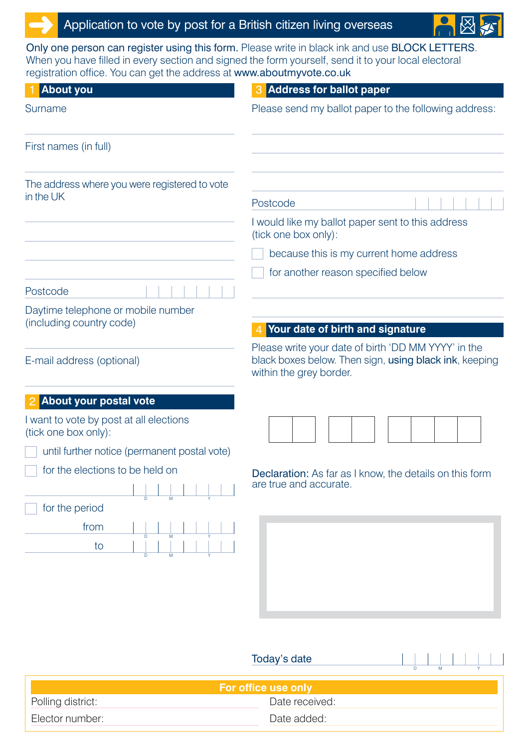# Application to vote by post for a British citizen living overseas

**Only one person can register using this form.** Please write in black ink and use **BLOCK LETTERS**. When you have filled in every section and signed the form yourself, send it to your local electoral registration office. You can get the address at **www.aboutmyvote.co.uk**

## 1 About you

Surname

First names (in full)

The address where you were registered to vote in the UK

Postcode

Daytime telephone or mobile number (including country code)

E-mail address (optional)

## 2 About your postal vote

I want to vote by post at all elections (tick one box only):

- ☐ until further notice (permanent postal vote)
- ☐ for the elections to be held on (D M Y)
- ☐ for the period
  - from (D M Y)
  - to (D M Y)

## 3 Address for ballot paper

Please send my ballot paper to the following address:

Postcode

I would like my ballot paper sent to this address (tick one box only):

- ☐ because this is my current home address
- ☐ for another reason specified below

## 4 Your date of birth and signature

Please write your date of birth 'DD MM YYYY' in the black boxes below. Then sign, **using black ink**, keeping within the grey border.

**Declaration:** As far as I know, the details on this form are true and accurate.

Today's date (D M Y)

## For office use only

| Polling district: | Date received: |
|---|---|
| Elector number: | Date added: |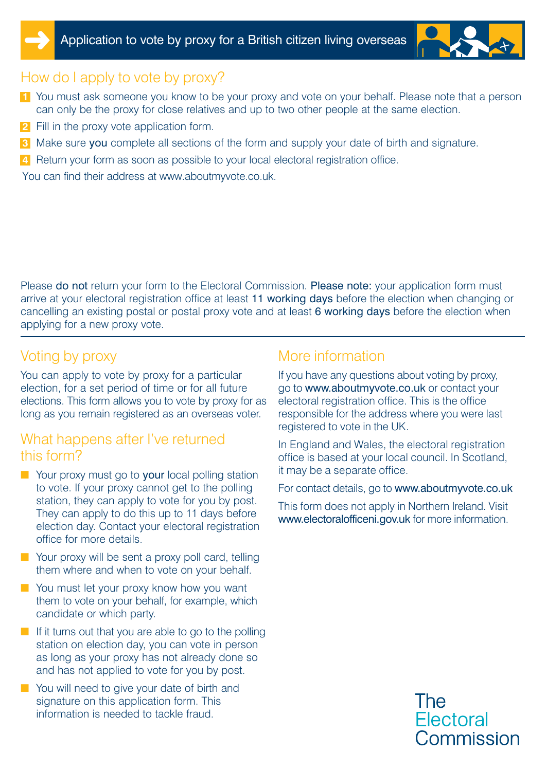# Application to vote by proxy for a British citizen living overseas

## How do I apply to vote by proxy?

1. You must ask someone you know to be your proxy and vote on your behalf. Please note that a person can only be the proxy for close relatives and up to two other people at the same election.
2. Fill in the proxy vote application form.
3. Make sure **you** complete all sections of the form and supply your date of birth and signature.
4. Return your form as soon as possible to your local electoral registration office.

You can find their address at www.aboutmyvote.co.uk.

Please **do not** return your form to the Electoral Commission. **Please note:** your application form must arrive at your electoral registration office at least **11 working days** before the election when changing or cancelling an existing postal or postal proxy vote and at least **6 working days** before the election when applying for a new proxy vote.

## Voting by proxy

You can apply to vote by proxy for a particular election, for a set period of time or for all future elections. This form allows you to vote by proxy for as long as you remain registered as an overseas voter.

## What happens after I've returned this form?

- Your proxy must go to **your** local polling station to vote. If your proxy cannot get to the polling station, they can apply to vote for you by post. They can apply to do this up to 11 days before election day. Contact your electoral registration office for more details.
- Your proxy will be sent a proxy poll card, telling them where and when to vote on your behalf.
- You must let your proxy know how you want them to vote on your behalf, for example, which candidate or which party.
- If it turns out that you are able to go to the polling station on election day, you can vote in person as long as your proxy has not already done so and has not applied to vote for you by post.
- You will need to give your date of birth and signature on this application form. This information is needed to tackle fraud.

## More information

If you have any questions about voting by proxy, go to **www.aboutmyvote.co.uk** or contact your electoral registration office. This is the office responsible for the address where you were last registered to vote in the UK.

In England and Wales, the electoral registration office is based at your local council. In Scotland, it may be a separate office.

For contact details, go to **www.aboutmyvote.co.uk**

This form does not apply in Northern Ireland. Visit **www.electoralofficeni.gov.uk** for more information.

The Electoral Commission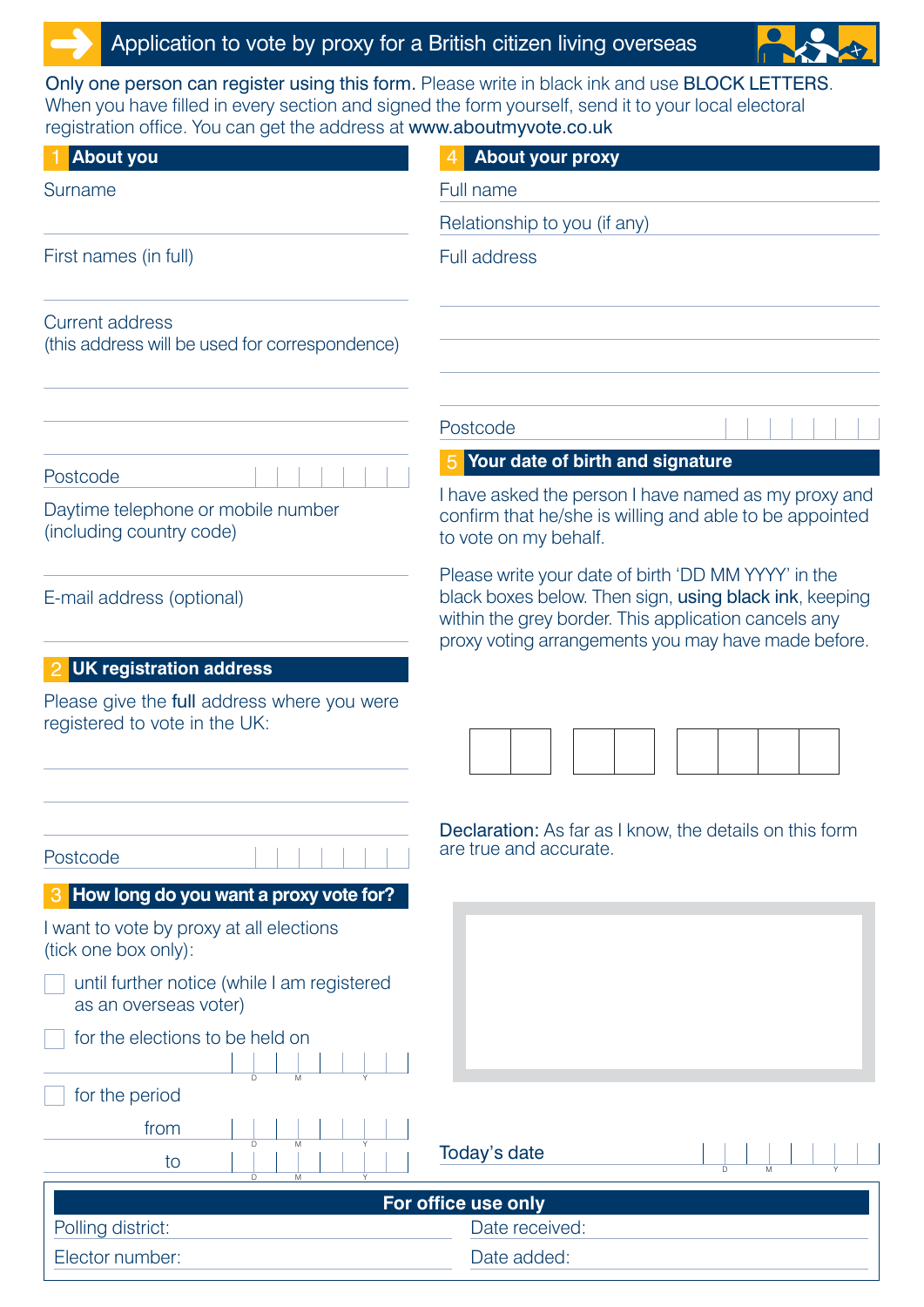# Application to vote by proxy for a British citizen living overseas

**Only one person can register using this form.** Please write in black ink and use **BLOCK LETTERS**. When you have filled in every section and signed the form yourself, send it to your local electoral registration office. You can get the address at **www.aboutmyvote.co.uk**

## 1 About you

Surname

First names (in full)

Current address
(this address will be used for correspondence)

Postcode

Daytime telephone or mobile number
(including country code)

E-mail address (optional)

## 2 UK registration address

Please give the **full** address where you were registered to vote in the UK:

Postcode

## 3 How long do you want a proxy vote for?

I want to vote by proxy at all elections
(tick one box only):

- ☐ until further notice (while I am registered as an overseas voter)
- ☐ for the elections to be held on D M Y
- ☐ for the period
  - from D M Y
  - to D M Y

## 4 About your proxy

Full name

Relationship to you (if any)

Full address

Postcode

## 5 Your date of birth and signature

I have asked the person I have named as my proxy and confirm that he/she is willing and able to be appointed to vote on my behalf.

Please write your date of birth 'DD MM YYYY' in the black boxes below. Then sign, **using black ink**, keeping within the grey border. This application cancels any proxy voting arrangements you may have made before.

**Declaration:** As far as I know, the details on this form are true and accurate.

Today's date D M Y

## For office use only

| | |
|---|---|
| Polling district: | Date received: |
| Elector number: | Date added: |